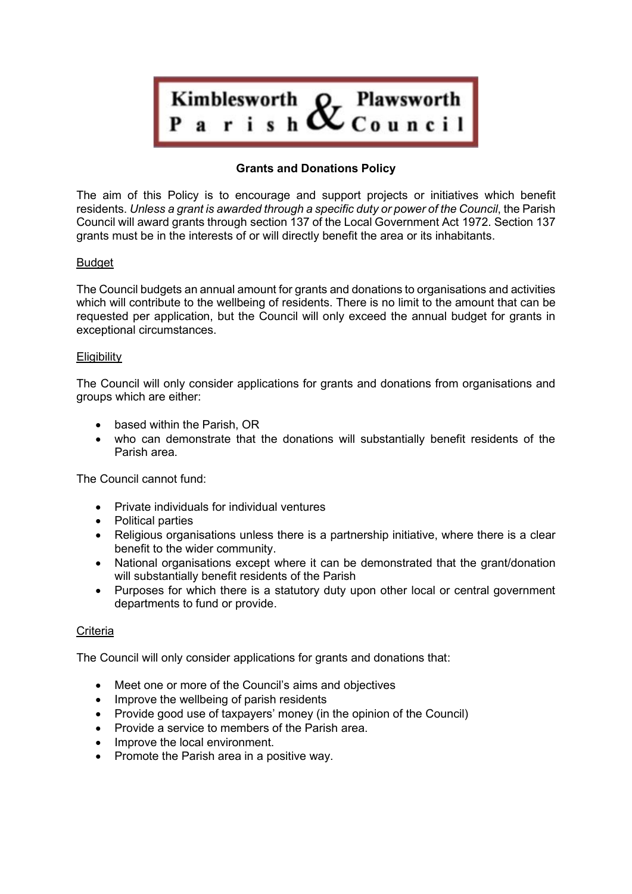# Kimblesworth & Plawsworth Parish Council

## Grants and Donations Policy

The aim of this Policy is to encourage and support projects or initiatives which benefit residents. *Unless a grant is awarded through a specific duty or power of the Council*, the Parish Council will award grants through section 137 of the Local Government Act 1972. Section 137 grants must be in the interests of or will directly benefit the area or its inhabitants.

### Budget

The Council budgets an annual amount for grants and donations to organisations and activities which will contribute to the wellbeing of residents. There is no limit to the amount that can be requested per application, but the Council will only exceed the annual budget for grants in exceptional circumstances.

### Eligibility

The Council will only consider applications for grants and donations from organisations and groups which are either:

- based within the Parish, OR
- who can demonstrate that the donations will substantially benefit residents of the Parish area.

The Council cannot fund:

- Private individuals for individual ventures
- Political parties
- Religious organisations unless there is a partnership initiative, where there is a clear benefit to the wider community.
- National organisations except where it can be demonstrated that the grant/donation will substantially benefit residents of the Parish
- Purposes for which there is a statutory duty upon other local or central government departments to fund or provide.

### Criteria

The Council will only consider applications for grants and donations that:

- Meet one or more of the Council's aims and objectives
- Improve the wellbeing of parish residents
- Provide good use of taxpayers' money (in the opinion of the Council)
- Provide a service to members of the Parish area.
- Improve the local environment.
- Promote the Parish area in a positive way.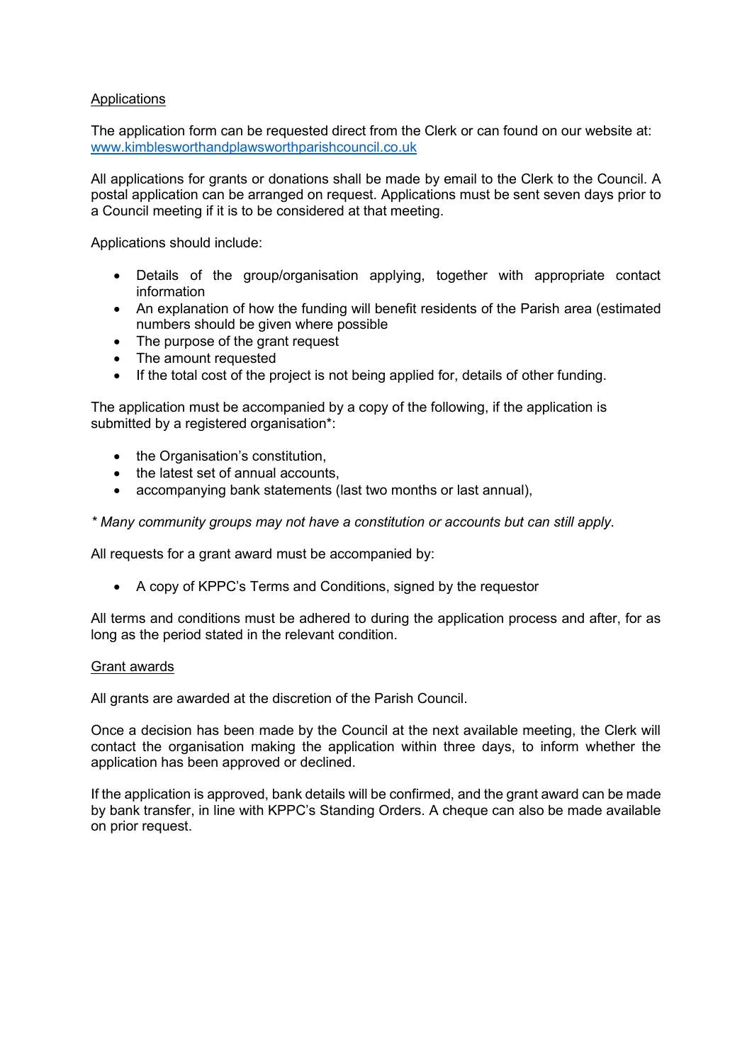## Applications

The application form can be requested direct from the Clerk or can found on our website at: [www.kimblesworthandplawsworthparishcouncil.co.uk](http://www.kimblesworthandplawsworthparishcouncil.co.uk)

All applications for grants or donations shall be made by email to the Clerk to the Council. A postal application can be arranged on request. Applications must be sent seven days prior to a Council meeting if it is to be considered at that meeting.

Applications should include:

- Details of the group/organisation applying, together with appropriate contact information
- An explanation of how the funding will benefit residents of the Parish area (estimated numbers should be given where possible
- The purpose of the grant request
- The amount requested
- If the total cost of the project is not being applied for, details of other funding.

The application must be accompanied by a copy of the following, if the application is submitted by a registered organisation*:

- the Organisation's constitution,
- the latest set of annual accounts,
- accompanying bank statements (last two months or last annual),

*\* Many community groups may not have a constitution or accounts but can still apply.*

All requests for a grant award must be accompanied by:

- A copy of KPPC's Terms and Conditions, signed by the requestor

All terms and conditions must be adhered to during the application process and after, for as long as the period stated in the relevant condition.

## Grant awards

All grants are awarded at the discretion of the Parish Council.

Once a decision has been made by the Council at the next available meeting, the Clerk will contact the organisation making the application within three days, to inform whether the application has been approved or declined.

If the application is approved, bank details will be confirmed, and the grant award can be made by bank transfer, in line with KPPC's Standing Orders. A cheque can also be made available on prior request.